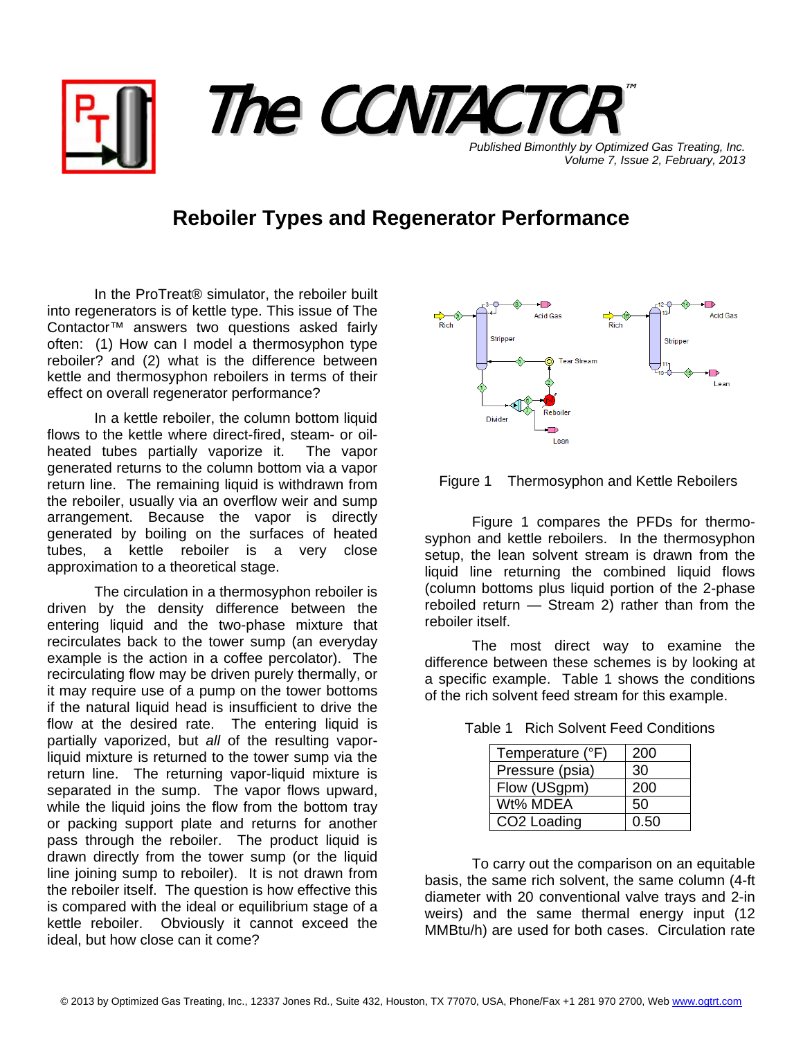# The CONTACTOR™

*Published Bimonthly by Optimized Gas Treating, Inc.*
*Volume 7, Issue 2, February, 2013*

## Reboiler Types and Regenerator Performance

In the ProTreat® simulator, the reboiler built into regenerators is of kettle type. This issue of The Contactor™ answers two questions asked fairly often: (1) How can I model a thermosyphon type reboiler? and (2) what is the difference between kettle and thermosyphon reboilers in terms of their effect on overall regenerator performance?

In a kettle reboiler, the column bottom liquid flows to the kettle where direct-fired, steam- or oil-heated tubes partially vaporize it. The vapor generated returns to the column bottom via a vapor return line. The remaining liquid is withdrawn from the reboiler, usually via an overflow weir and sump arrangement. Because the vapor is directly generated by boiling on the surfaces of heated tubes, a kettle reboiler is a very close approximation to a theoretical stage.

The circulation in a thermosyphon reboiler is driven by the density difference between the entering liquid and the two-phase mixture that recirculates back to the tower sump (an everyday example is the action in a coffee percolator). The recirculating flow may be driven purely thermally, or it may require use of a pump on the tower bottoms if the natural liquid head is insufficient to drive the flow at the desired rate. The entering liquid is partially vaporized, but *all* of the resulting vapor-liquid mixture is returned to the tower sump via the return line. The returning vapor-liquid mixture is separated in the sump. The vapor flows upward, while the liquid joins the flow from the bottom tray or packing support plate and returns for another pass through the reboiler. The product liquid is drawn directly from the tower sump (or the liquid line joining sump to reboiler). It is not drawn from the reboiler itself. The question is how effective this is compared with the ideal or equilibrium stage of a kettle reboiler. Obviously it cannot exceed the ideal, but how close can it come?

Figure 1 Thermosyphon and Kettle Reboilers

Figure 1 compares the PFDs for thermosyphon and kettle reboilers. In the thermosyphon setup, the lean solvent stream is drawn from the liquid line returning the combined liquid flows (column bottoms plus liquid portion of the 2-phase reboiled return — Stream 2) rather than from the reboiler itself.

The most direct way to examine the difference between these schemes is by looking at a specific example. Table 1 shows the conditions of the rich solvent feed stream for this example.

Table 1 Rich Solvent Feed Conditions

| | |
|---|---|
| Temperature (°F) | 200 |
| Pressure (psia) | 30 |
| Flow (USgpm) | 200 |
| Wt% MDEA | 50 |
| $CO_2$ Loading | 0.50 |

To carry out the comparison on an equitable basis, the same rich solvent, the same column (4-ft diameter with 20 conventional valve trays and 2-in weirs) and the same thermal energy input (12 MMBtu/h) are used for both cases. Circulation rate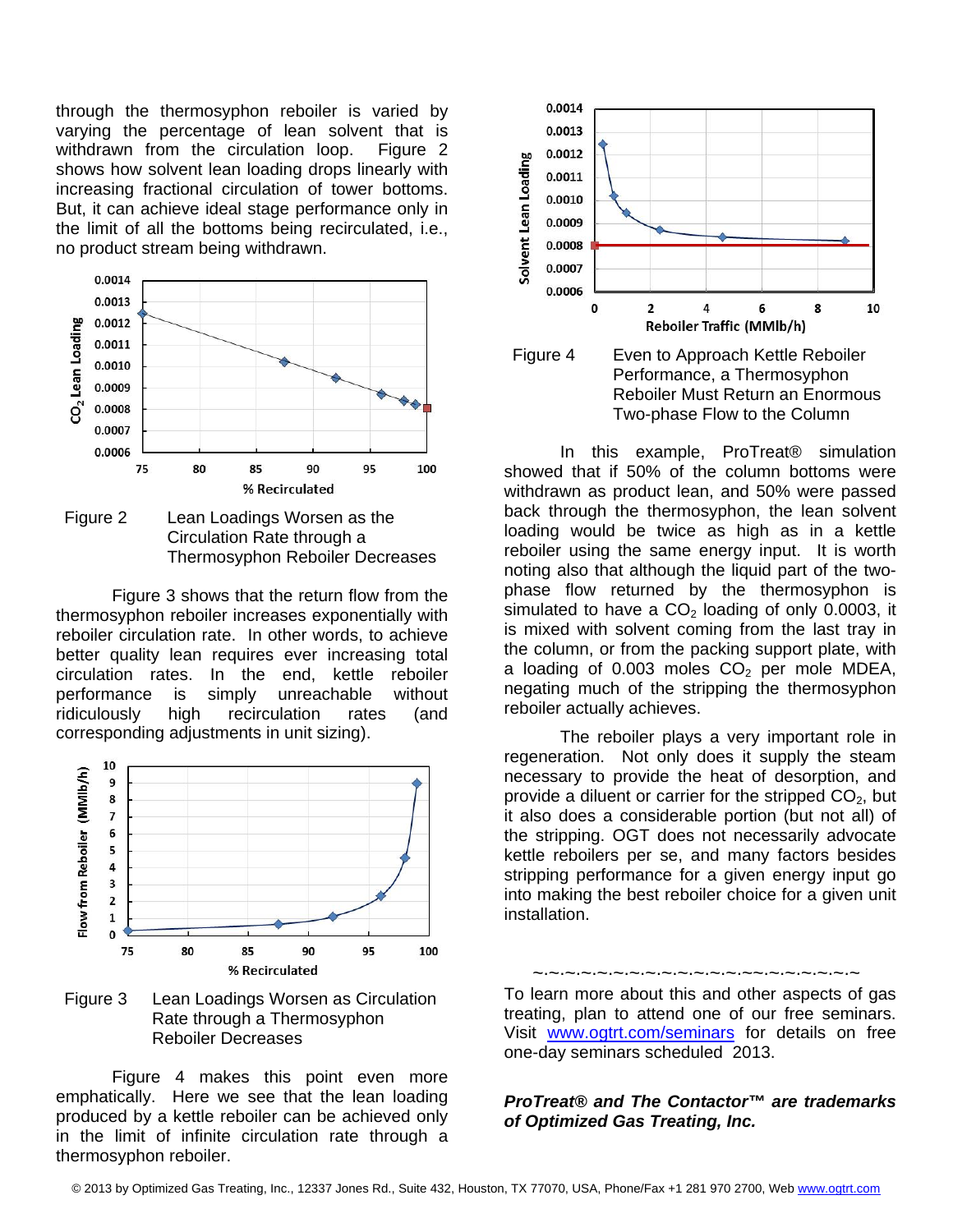through the thermosyphon reboiler is varied by varying the percentage of lean solvent that is withdrawn from the circulation loop. Figure 2 shows how solvent lean loading drops linearly with increasing fractional circulation of tower bottoms. But, it can achieve ideal stage performance only in the limit of all the bottoms being recirculated, i.e., no product stream being withdrawn.

$CO_2$ Lean Loading

0.0014
0.0013
0.0012
0.0011
0.0010
0.0009
0.0008
0.0007
0.0006

75 80 85 90 95 100

% Recirculated

Figure 2 Lean Loadings Worsen as the Circulation Rate through a Thermosyphon Reboiler Decreases

Figure 3 shows that the return flow from the thermosyphon reboiler increases exponentially with reboiler circulation rate. In other words, to achieve better quality lean requires ever increasing total circulation rates. In the end, kettle reboiler performance is simply unreachable without ridiculously high recirculation rates (and corresponding adjustments in unit sizing).

Flow from Reboiler (MMlb/h)

10
9
8
7
6
5
4
3
2
1
0

75 80 85 90 95 100

% Recirculated

Figure 3 Lean Loadings Worsen as Circulation Rate through a Thermosyphon Reboiler Decreases

Figure 4 makes this point even more emphatically. Here we see that the lean loading produced by a kettle reboiler can be achieved only in the limit of infinite circulation rate through a thermosyphon reboiler.

Solvent Lean Loading

0.0014
0.0013
0.0012
0.0011
0.0010
0.0009
0.0008
0.0007
0.0006

0 2 4 6 8 10

Reboiler Traffic (MMlb/h)

Figure 4 Even to Approach Kettle Reboiler Performance, a Thermosyphon Reboiler Must Return an Enormous Two-phase Flow to the Column

In this example, ProTreat® simulation showed that if 50% of the column bottoms were withdrawn as product lean, and 50% were passed back through the thermosyphon, the lean solvent loading would be twice as high as in a kettle reboiler using the same energy input. It is worth noting also that although the liquid part of the two-phase flow returned by the thermosyphon is simulated to have a $CO_2$ loading of only 0.0003, it is mixed with solvent coming from the last tray in the column, or from the packing support plate, with a loading of 0.003 moles $CO_2$ per mole MDEA, negating much of the stripping the thermosyphon reboiler actually achieves.

The reboiler plays a very important role in regeneration. Not only does it supply the steam necessary to provide the heat of desorption, and provide a diluent or carrier for the stripped $CO_2$, but it also does a considerable portion (but not all) of the stripping. OGT does not necessarily advocate kettle reboilers per se, and many factors besides stripping performance for a given energy input go into making the best reboiler choice for a given unit installation.

~.~.~.~.~.~.~.~.~.~.~.~.~.~.~.~~.~.~.~.~.~.~.~

To learn more about this and other aspects of gas treating, plan to attend one of our free seminars. Visit www.ogtrt.com/seminars for details on free one-day seminars scheduled 2013.

***ProTreat® and The Contactor™ are trademarks of Optimized Gas Treating, Inc.***

© 2013 by Optimized Gas Treating, Inc., 12337 Jones Rd., Suite 432, Houston, TX 77070, USA, Phone/Fax +1 281 970 2700, Web www.ogtrt.com